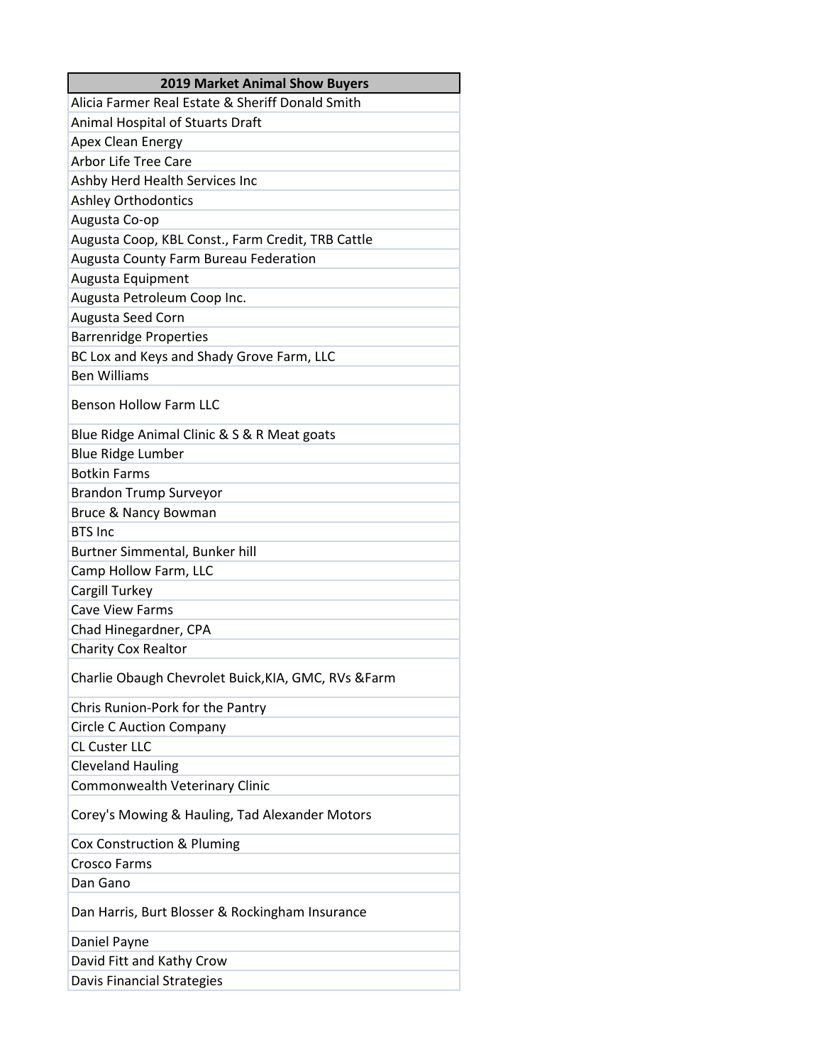| 2019 Market Animal Show Buyers |
|---|
| Alicia Farmer Real Estate & Sheriff Donald Smith |
| Animal Hospital of Stuarts Draft |
| Apex Clean Energy |
| Arbor Life Tree Care |
| Ashby Herd Health Services Inc |
| Ashley Orthodontics |
| Augusta Co-op |
| Augusta Coop, KBL Const., Farm Credit, TRB Cattle |
| Augusta County Farm Bureau Federation |
| Augusta Equipment |
| Augusta Petroleum Coop Inc. |
| Augusta Seed Corn |
| Barrenridge Properties |
| BC Lox and Keys and Shady Grove Farm, LLC |
| Ben Williams |
| Benson Hollow Farm LLC |
| Blue Ridge Animal Clinic & S & R Meat goats |
| Blue Ridge Lumber |
| Botkin Farms |
| Brandon Trump Surveyor |
| Bruce & Nancy Bowman |
| BTS Inc |
| Burtner Simmental, Bunker hill |
| Camp Hollow Farm, LLC |
| Cargill Turkey |
| Cave View Farms |
| Chad Hinegardner, CPA |
| Charity Cox Realtor |
| Charlie Obaugh Chevrolet Buick,KIA, GMC, RVs &Farm |
| Chris Runion-Pork for the Pantry |
| Circle C Auction Company |
| CL Custer LLC |
| Cleveland Hauling |
| Commonwealth Veterinary Clinic |
| Corey's Mowing & Hauling, Tad Alexander Motors |
| Cox Construction & Pluming |
| Crosco Farms |
| Dan Gano |
| Dan Harris, Burt Blosser & Rockingham Insurance |
| Daniel Payne |
| David Fitt and Kathy Crow |
| Davis Financial Strategies |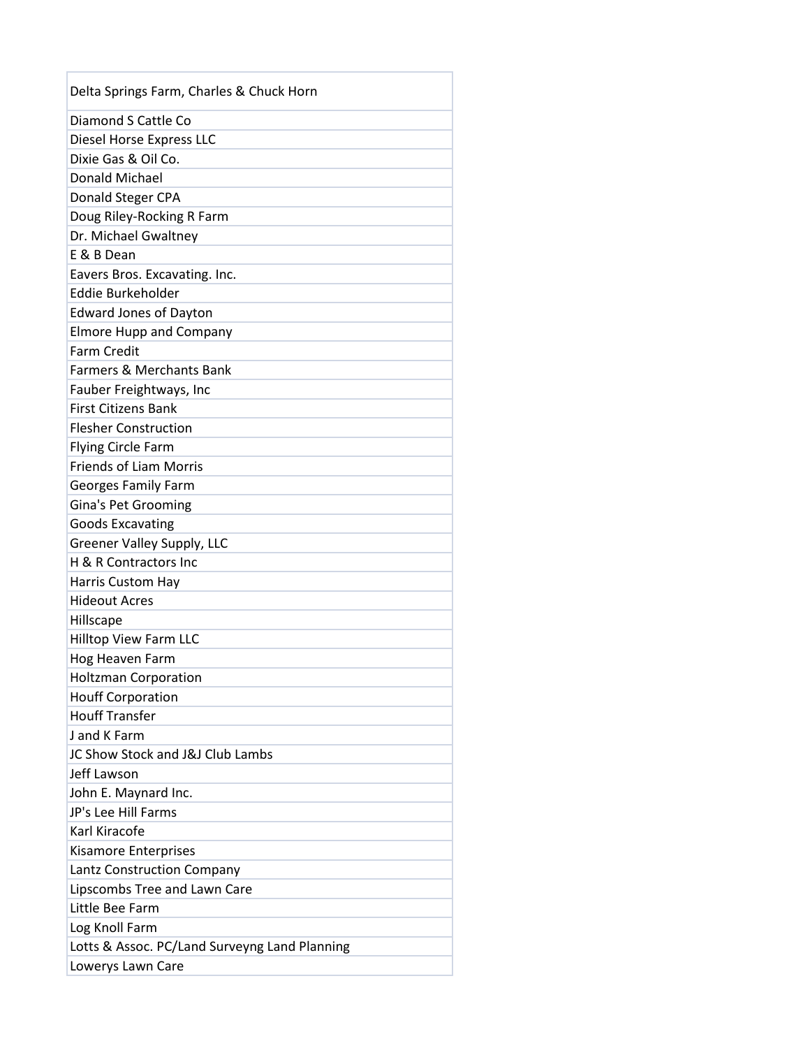| Delta Springs Farm, Charles & Chuck Horn |
|---|
| Diamond S Cattle Co |
| Diesel Horse Express LLC |
| Dixie Gas & Oil Co. |
| Donald Michael |
| Donald Steger CPA |
| Doug Riley-Rocking R Farm |
| Dr. Michael Gwaltney |
| E & B Dean |
| Eavers Bros. Excavating. Inc. |
| Eddie Burkeholder |
| Edward Jones of Dayton |
| Elmore Hupp and Company |
| Farm Credit |
| Farmers & Merchants Bank |
| Fauber Freightways, Inc |
| First Citizens Bank |
| Flesher Construction |
| Flying Circle Farm |
| Friends of Liam Morris |
| Georges Family Farm |
| Gina's Pet Grooming |
| Goods Excavating |
| Greener Valley Supply, LLC |
| H & R Contractors Inc |
| Harris Custom Hay |
| Hideout Acres |
| Hillscape |
| Hilltop View Farm LLC |
| Hog Heaven Farm |
| Holtzman Corporation |
| Houff Corporation |
| Houff Transfer |
| J and K Farm |
| JC Show Stock and J&J Club Lambs |
| Jeff Lawson |
| John E. Maynard Inc. |
| JP's Lee Hill Farms |
| Karl Kiracofe |
| Kisamore Enterprises |
| Lantz Construction Company |
| Lipscombs Tree and Lawn Care |
| Little Bee Farm |
| Log Knoll Farm |
| Lotts & Assoc. PC/Land Surveyng Land Planning |
| Lowerys Lawn Care |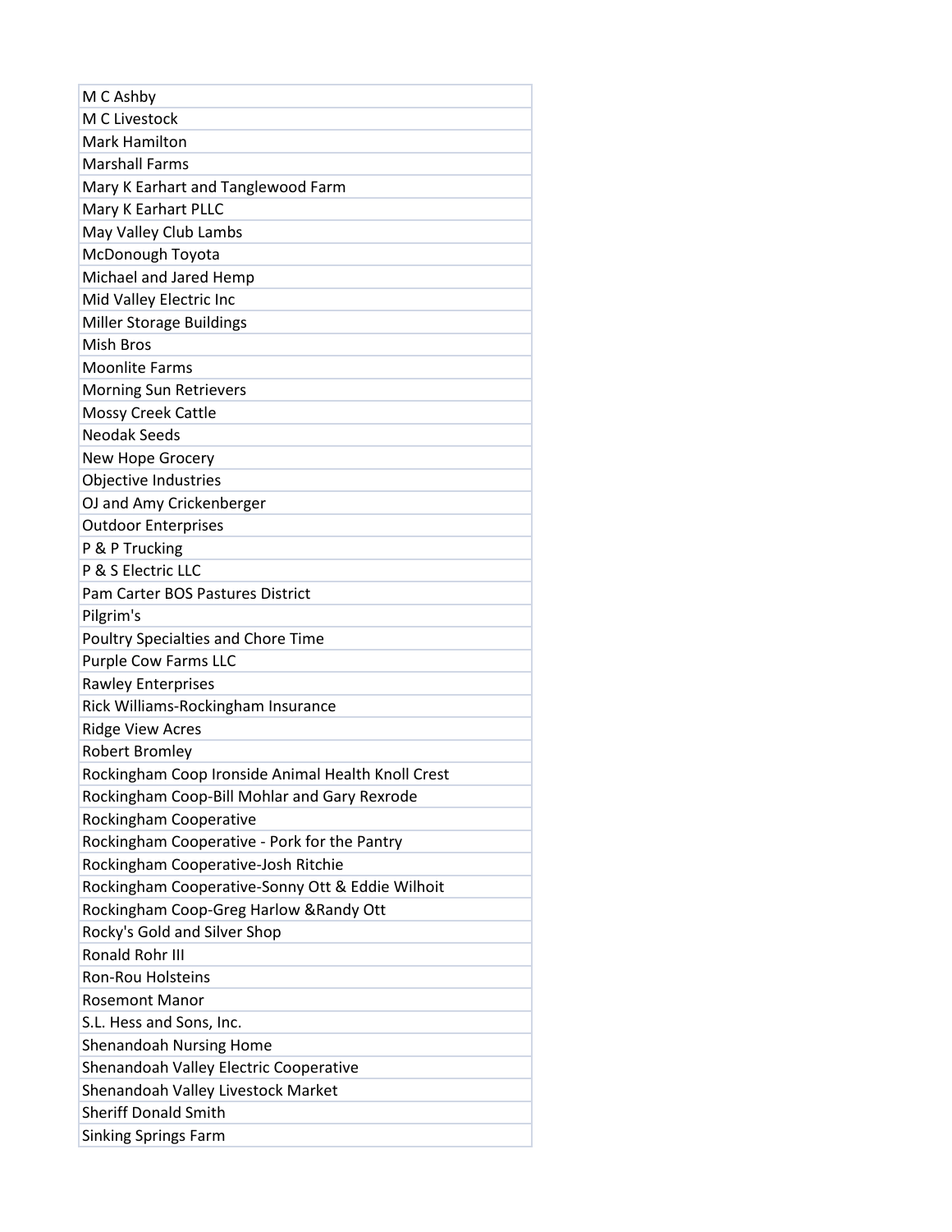| |
|---|
| M C Ashby |
| M C Livestock |
| Mark Hamilton |
| Marshall Farms |
| Mary K Earhart and Tanglewood Farm |
| Mary K Earhart PLLC |
| May Valley Club Lambs |
| McDonough Toyota |
| Michael and Jared Hemp |
| Mid Valley Electric Inc |
| Miller Storage Buildings |
| Mish Bros |
| Moonlite Farms |
| Morning Sun Retrievers |
| Mossy Creek Cattle |
| Neodak Seeds |
| New Hope Grocery |
| Objective Industries |
| OJ and Amy Crickenberger |
| Outdoor Enterprises |
| P & P Trucking |
| P & S Electric LLC |
| Pam Carter BOS Pastures District |
| Pilgrim's |
| Poultry Specialties and Chore Time |
| Purple Cow Farms LLC |
| Rawley Enterprises |
| Rick Williams-Rockingham Insurance |
| Ridge View Acres |
| Robert Bromley |
| Rockingham Coop Ironside Animal Health Knoll Crest |
| Rockingham Coop-Bill Mohlar and Gary Rexrode |
| Rockingham Cooperative |
| Rockingham Cooperative - Pork for the Pantry |
| Rockingham Cooperative-Josh Ritchie |
| Rockingham Cooperative-Sonny Ott & Eddie Wilhoit |
| Rockingham Coop-Greg Harlow &Randy Ott |
| Rocky's Gold and Silver Shop |
| Ronald Rohr III |
| Ron-Rou Holsteins |
| Rosemont Manor |
| S.L. Hess and Sons, Inc. |
| Shenandoah Nursing Home |
| Shenandoah Valley Electric Cooperative |
| Shenandoah Valley Livestock Market |
| Sheriff Donald Smith |
| Sinking Springs Farm |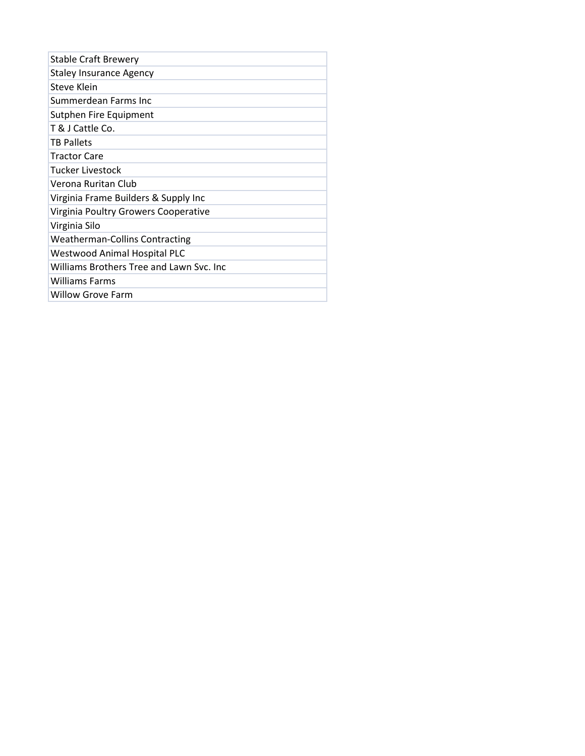| |
|---|
| Stable Craft Brewery |
| Staley Insurance Agency |
| Steve Klein |
| Summerdean Farms Inc |
| Sutphen Fire Equipment |
| T & J Cattle Co. |
| TB Pallets |
| Tractor Care |
| Tucker Livestock |
| Verona Ruritan Club |
| Virginia Frame Builders & Supply Inc |
| Virginia Poultry Growers Cooperative |
| Virginia Silo |
| Weatherman-Collins Contracting |
| Westwood Animal Hospital PLC |
| Williams Brothers Tree and Lawn Svc. Inc |
| Williams Farms |
| Willow Grove Farm |